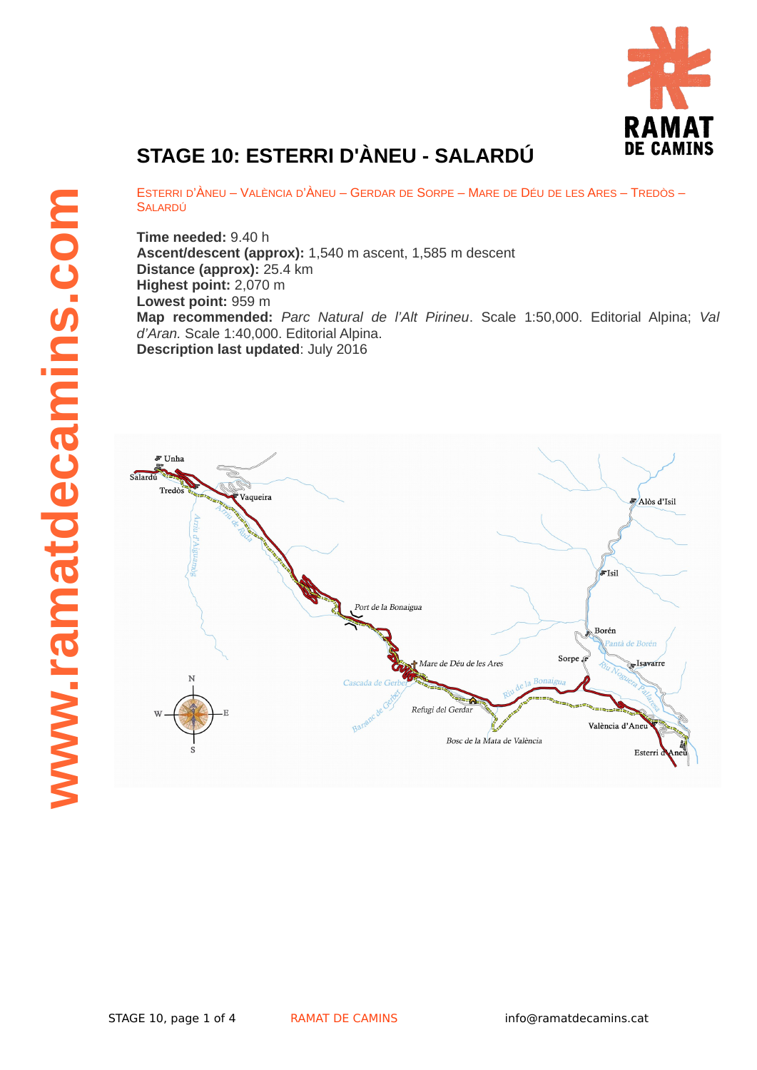# STAGE 10: ESTERRI D'ÀNEU - SALARDÚ

ESTERRI D'ÀNEU – VALÈNCIA D'ÀNEU – GERDAR DE SORPE – MARE DE DÉU DE LES ARES – TREDÒS – SALARDÚ

**Time needed:** 9.40 h
**Ascent/descent (approx):** 1,540 m ascent, 1,585 m descent
**Distance (approx):** 25.4 km
**Highest point:** 2,070 m
**Lowest point:** 959 m
**Map recommended:** *Parc Natural de l'Alt Pirineu*. Scale 1:50,000. Editorial Alpina; *Val d'Aran.* Scale 1:40,000. Editorial Alpina.
**Description last updated**: July 2016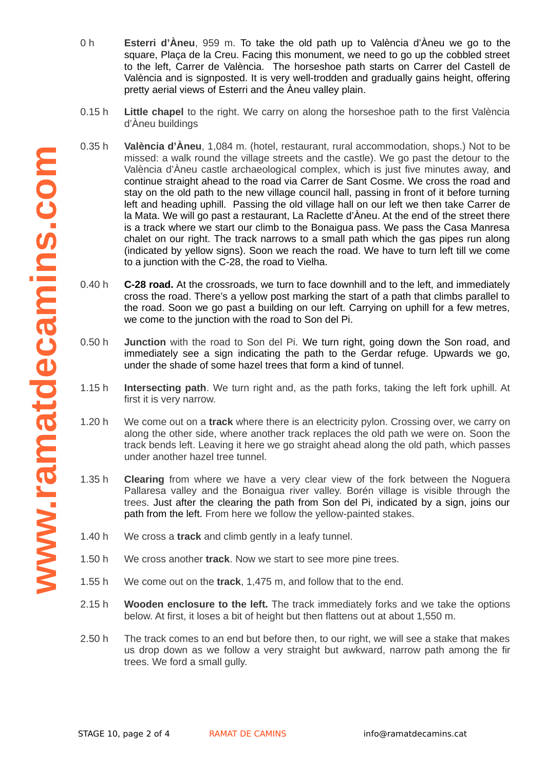0 h **Esterri d'Àneu**, 959 m. To take the old path up to València d'Àneu we go to the square, Plaça de la Creu. Facing this monument, we need to go up the cobbled street to the left, Carrer de València. The horseshoe path starts on Carrer del Castell de València and is signposted. It is very well-trodden and gradually gains height, offering pretty aerial views of Esterri and the Àneu valley plain.

0.15 h **Little chapel** to the right. We carry on along the horseshoe path to the first València d'Àneu buildings

0.35 h **València d'Àneu**, 1,084 m. (hotel, restaurant, rural accommodation, shops.) Not to be missed: a walk round the village streets and the castle). We go past the detour to the València d'Àneu castle archaeological complex, which is just five minutes away, and continue straight ahead to the road via Carrer de Sant Cosme. We cross the road and stay on the old path to the new village council hall, passing in front of it before turning left and heading uphill. Passing the old village hall on our left we then take Carrer de la Mata. We will go past a restaurant, La Raclette d'Àneu. At the end of the street there is a track where we start our climb to the Bonaigua pass. We pass the Casa Manresa chalet on our right. The track narrows to a small path which the gas pipes run along (indicated by yellow signs). Soon we reach the road. We have to turn left till we come to a junction with the C-28, the road to Vielha.

0.40 h **C-28 road.** At the crossroads, we turn to face downhill and to the left, and immediately cross the road. There's a yellow post marking the start of a path that climbs parallel to the road. Soon we go past a building on our left. Carrying on uphill for a few metres, we come to the junction with the road to Son del Pi.

0.50 h **Junction** with the road to Son del Pi. We turn right, going down the Son road, and immediately see a sign indicating the path to the Gerdar refuge. Upwards we go, under the shade of some hazel trees that form a kind of tunnel.

1.15 h **Intersecting path**. We turn right and, as the path forks, taking the left fork uphill. At first it is very narrow.

1.20 h We come out on a **track** where there is an electricity pylon. Crossing over, we carry on along the other side, where another track replaces the old path we were on. Soon the track bends left. Leaving it here we go straight ahead along the old path, which passes under another hazel tree tunnel.

1.35 h **Clearing** from where we have a very clear view of the fork between the Noguera Pallaresa valley and the Bonaigua river valley. Borén village is visible through the trees. Just after the clearing the path from Son del Pi, indicated by a sign, joins our path from the left. From here we follow the yellow-painted stakes.

1.40 h We cross a **track** and climb gently in a leafy tunnel.

1.50 h We cross another **track**. Now we start to see more pine trees.

1.55 h We come out on the **track**, 1,475 m, and follow that to the end.

2.15 h **Wooden enclosure to the left.** The track immediately forks and we take the options below. At first, it loses a bit of height but then flattens out at about 1,550 m.

2.50 h The track comes to an end but before then, to our right, we will see a stake that makes us drop down as we follow a very straight but awkward, narrow path among the fir trees. We ford a small gully.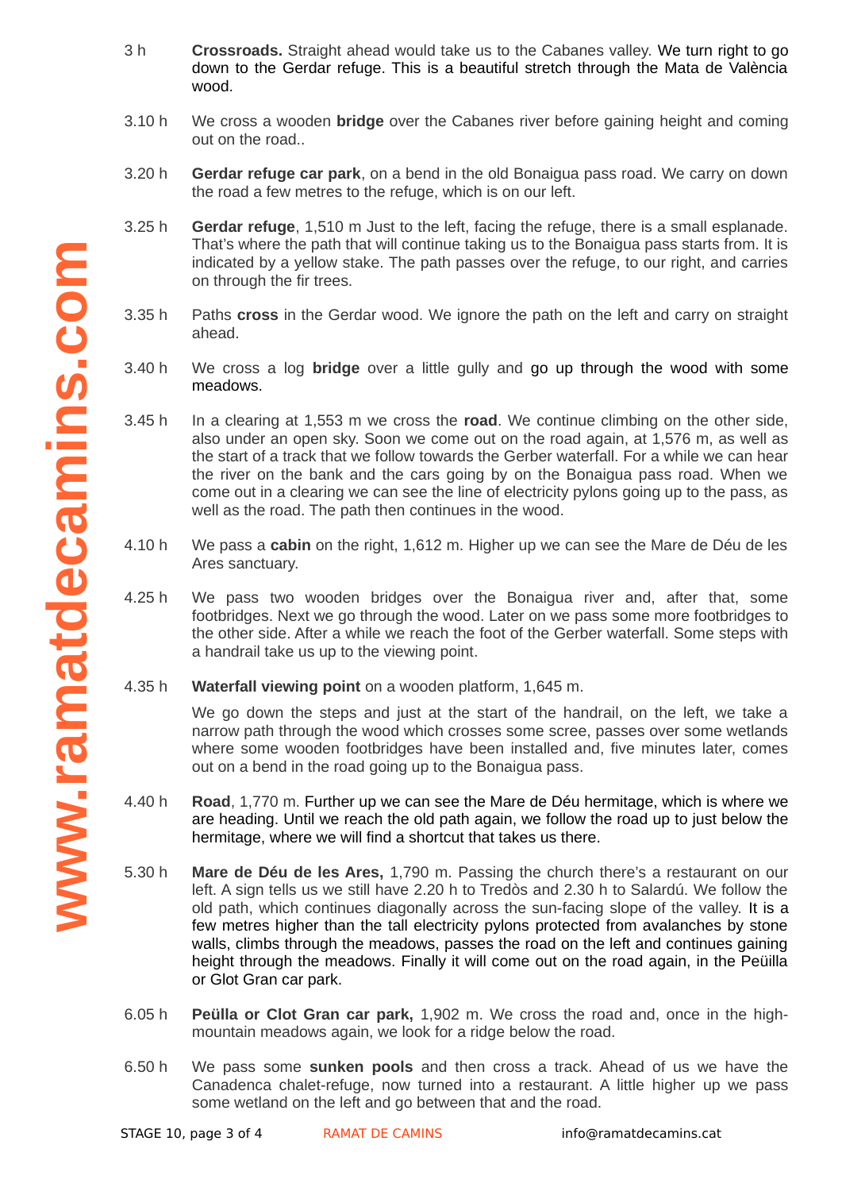3 h **Crossroads.** Straight ahead would take us to the Cabanes valley. We turn right to go down to the Gerdar refuge. This is a beautiful stretch through the Mata de València wood.

3.10 h We cross a wooden **bridge** over the Cabanes river before gaining height and coming out on the road..

3.20 h **Gerdar refuge car park**, on a bend in the old Bonaigua pass road. We carry on down the road a few metres to the refuge, which is on our left.

3.25 h **Gerdar refuge**, 1,510 m Just to the left, facing the refuge, there is a small esplanade. That's where the path that will continue taking us to the Bonaigua pass starts from. It is indicated by a yellow stake. The path passes over the refuge, to our right, and carries on through the fir trees.

3.35 h Paths **cross** in the Gerdar wood. We ignore the path on the left and carry on straight ahead.

3.40 h We cross a log **bridge** over a little gully and go up through the wood with some meadows.

3.45 h In a clearing at 1,553 m we cross the **road**. We continue climbing on the other side, also under an open sky. Soon we come out on the road again, at 1,576 m, as well as the start of a track that we follow towards the Gerber waterfall. For a while we can hear the river on the bank and the cars going by on the Bonaigua pass road. When we come out in a clearing we can see the line of electricity pylons going up to the pass, as well as the road. The path then continues in the wood.

4.10 h We pass a **cabin** on the right, 1,612 m. Higher up we can see the Mare de Déu de les Ares sanctuary.

4.25 h We pass two wooden bridges over the Bonaigua river and, after that, some footbridges. Next we go through the wood. Later on we pass some more footbridges to the other side. After a while we reach the foot of the Gerber waterfall. Some steps with a handrail take us up to the viewing point.

4.35 h **Waterfall viewing point** on a wooden platform, 1,645 m.

We go down the steps and just at the start of the handrail, on the left, we take a narrow path through the wood which crosses some scree, passes over some wetlands where some wooden footbridges have been installed and, five minutes later, comes out on a bend in the road going up to the Bonaigua pass.

4.40 h **Road**, 1,770 m. Further up we can see the Mare de Déu hermitage, which is where we are heading. Until we reach the old path again, we follow the road up to just below the hermitage, where we will find a shortcut that takes us there.

5.30 h **Mare de Déu de les Ares,** 1,790 m. Passing the church there's a restaurant on our left. A sign tells us we still have 2.20 h to Tredòs and 2.30 h to Salardú. We follow the old path, which continues diagonally across the sun-facing slope of the valley. It is a few metres higher than the tall electricity pylons protected from avalanches by stone walls, climbs through the meadows, passes the road on the left and continues gaining height through the meadows. Finally it will come out on the road again, in the Peüilla or Glot Gran car park.

6.05 h **Peülla or Clot Gran car park,** 1,902 m. We cross the road and, once in the high-mountain meadows again, we look for a ridge below the road.

6.50 h We pass some **sunken pools** and then cross a track. Ahead of us we have the Canadenca chalet-refuge, now turned into a restaurant. A little higher up we pass some wetland on the left and go between that and the road.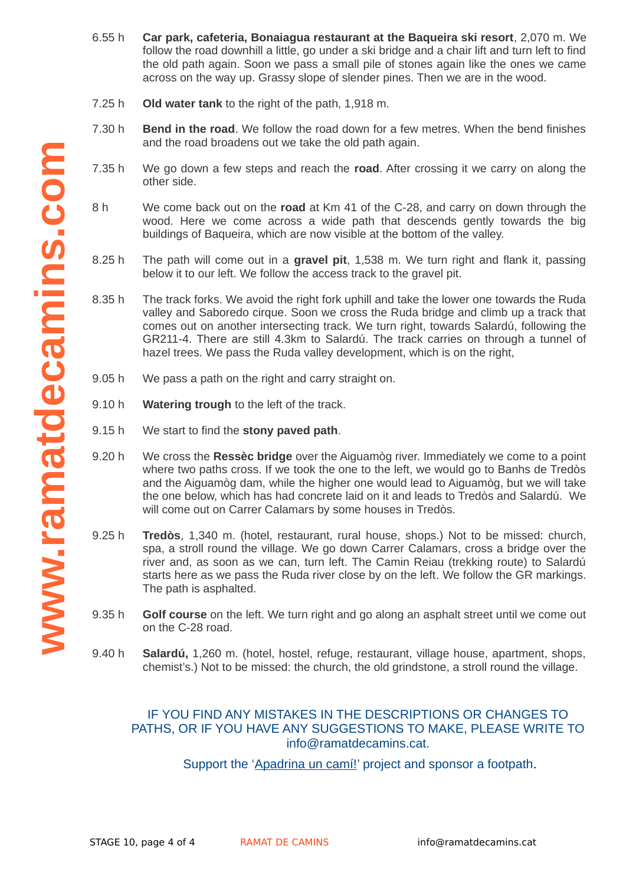6.55 h **Car park, cafeteria, Bonaiagua restaurant at the Baqueira ski resort**, 2,070 m. We follow the road downhill a little, go under a ski bridge and a chair lift and turn left to find the old path again. Soon we pass a small pile of stones again like the ones we came across on the way up. Grassy slope of slender pines. Then we are in the wood.

7.25 h **Old water tank** to the right of the path, 1,918 m.

7.30 h **Bend in the road**. We follow the road down for a few metres. When the bend finishes and the road broadens out we take the old path again.

7.35 h We go down a few steps and reach the **road**. After crossing it we carry on along the other side.

8 h We come back out on the **road** at Km 41 of the C-28, and carry on down through the wood. Here we come across a wide path that descends gently towards the big buildings of Baqueira, which are now visible at the bottom of the valley.

8.25 h The path will come out in a **gravel pit**, 1,538 m. We turn right and flank it, passing below it to our left. We follow the access track to the gravel pit.

8.35 h The track forks. We avoid the right fork uphill and take the lower one towards the Ruda valley and Saboredo cirque. Soon we cross the Ruda bridge and climb up a track that comes out on another intersecting track. We turn right, towards Salardú, following the GR211-4. There are still 4.3km to Salardú. The track carries on through a tunnel of hazel trees. We pass the Ruda valley development, which is on the right,

9.05 h We pass a path on the right and carry straight on.

9.10 h **Watering trough** to the left of the track.

9.15 h We start to find the **stony paved path**.

9.20 h We cross the **Ressèc bridge** over the Aiguamòg river. Immediately we come to a point where two paths cross. If we took the one to the left, we would go to Banhs de Tredòs and the Aiguamòg dam, while the higher one would lead to Aiguamòg, but we will take the one below, which has had concrete laid on it and leads to Tredòs and Salardú. We will come out on Carrer Calamars by some houses in Tredòs.

9.25 h **Tredòs**, 1,340 m. (hotel, restaurant, rural house, shops.) Not to be missed: church, spa, a stroll round the village. We go down Carrer Calamars, cross a bridge over the river and, as soon as we can, turn left. The Camin Reiau (trekking route) to Salardú starts here as we pass the Ruda river close by on the left. We follow the GR markings. The path is asphalted.

9.35 h **Golf course** on the left. We turn right and go along an asphalt street until we come out on the C-28 road.

9.40 h **Salardú,** 1,260 m. (hotel, hostel, refuge, restaurant, village house, apartment, shops, chemist's.) Not to be missed: the church, the old grindstone, a stroll round the village.

IF YOU FIND ANY MISTAKES IN THE DESCRIPTIONS OR CHANGES TO PATHS, OR IF YOU HAVE ANY SUGGESTIONS TO MAKE, PLEASE WRITE TO info@ramatdecamins.cat.

Support the 'Apadrina un camí!' project and sponsor a footpath.